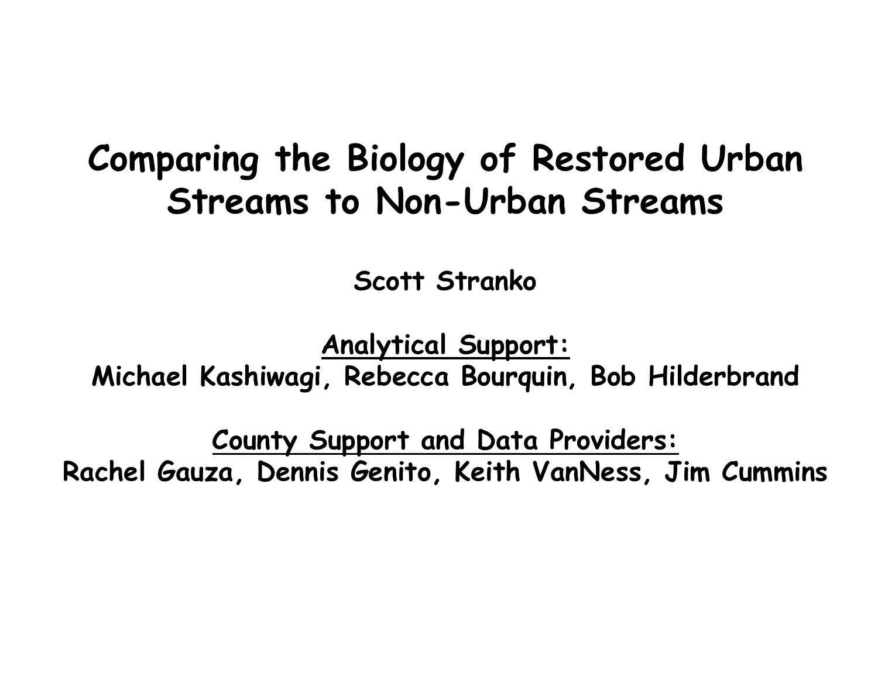# Comparing the Biology of Restored Urban Streams to Non-Urban Streams

**Scott Stranko**

**<u>Analytical Support:</u>**
**Michael Kashiwagi, Rebecca Bourquin, Bob Hilderbrand**

**<u>County Support and Data Providers:</u>**
**Rachel Gauza, Dennis Genito, Keith VanNess, Jim Cummins**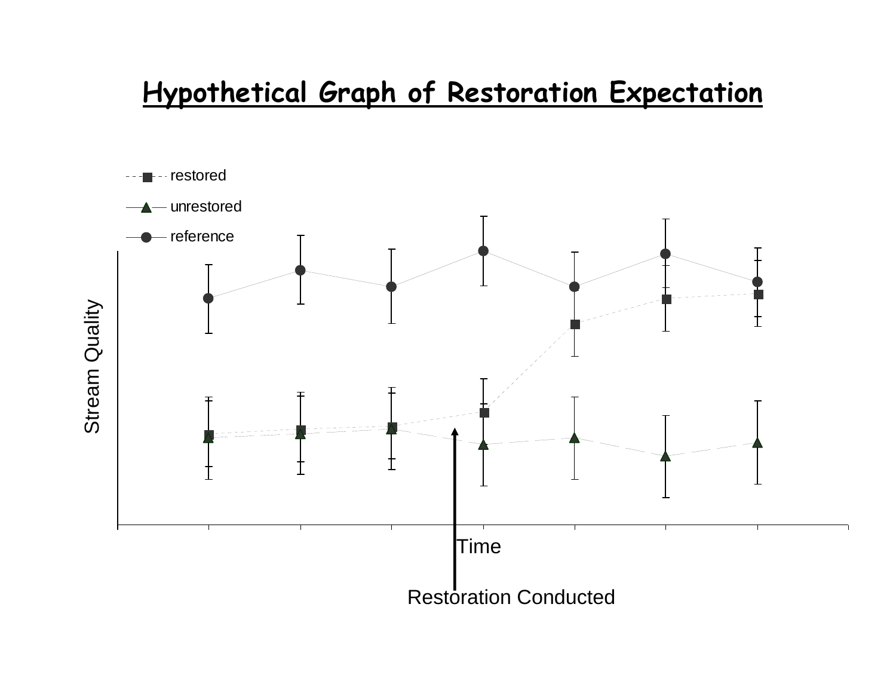# Hypothetical Graph of Restoration Expectation

restored

unrestored

reference

Stream Quality

Time

Restoration Conducted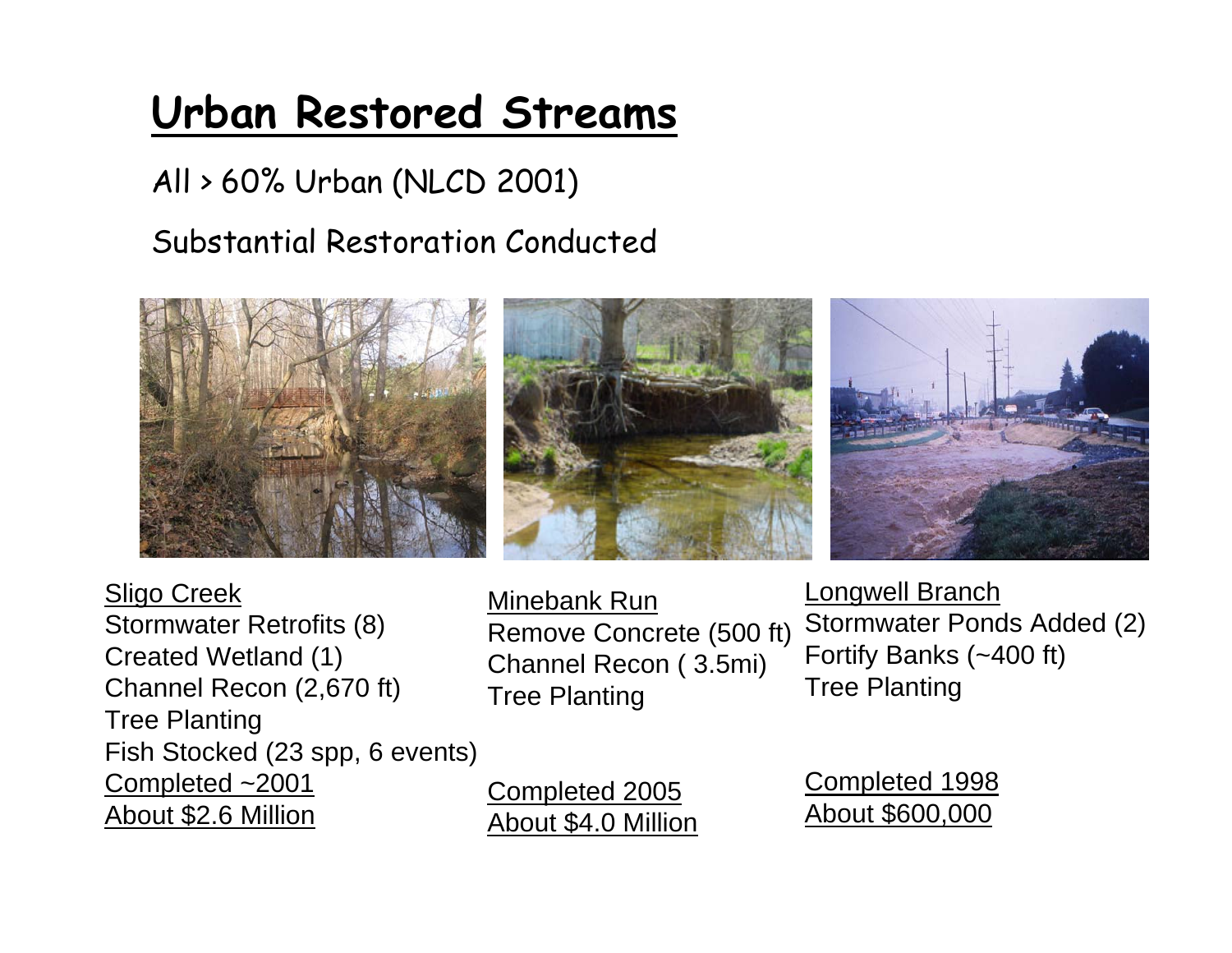# Urban Restored Streams

All > 60% Urban (NLCD 2001)

Substantial Restoration Conducted

Sligo Creek
Stormwater Retrofits (8)
Created Wetland (1)
Channel Recon (2,670 ft)
Tree Planting
Fish Stocked (23 spp, 6 events)
Completed ~2001
About $2.6 Million

Minebank Run
Remove Concrete (500 ft)
Channel Recon ( 3.5mi)
Tree Planting

Completed 2005
About $4.0 Million

Longwell Branch
Stormwater Ponds Added (2)
Fortify Banks (~400 ft)
Tree Planting

Completed 1998
About $600,000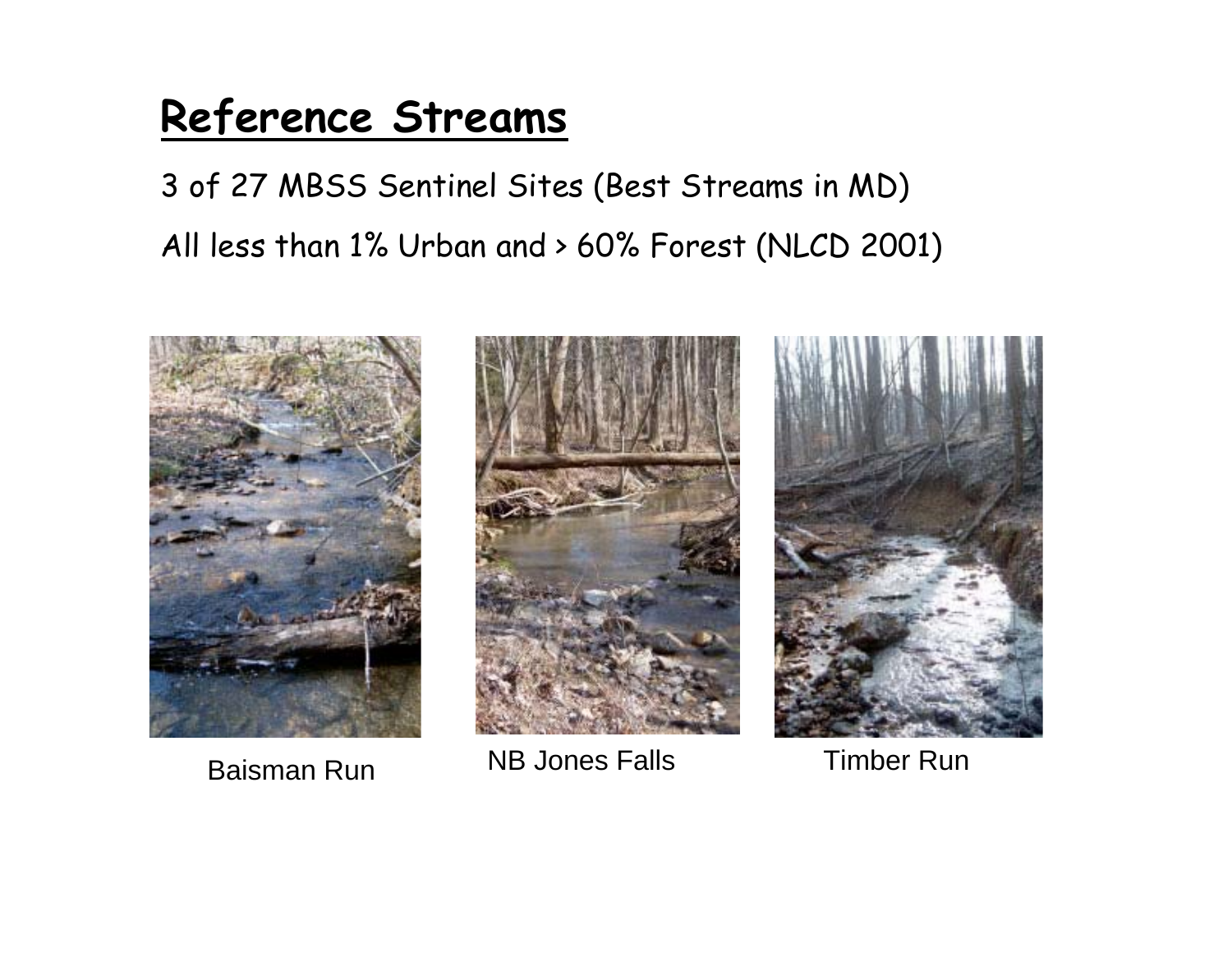# Reference Streams

3 of 27 MBSS Sentinel Sites (Best Streams in MD)

All less than 1% Urban and > 60% Forest (NLCD 2001)

Baisman Run

NB Jones Falls

Timber Run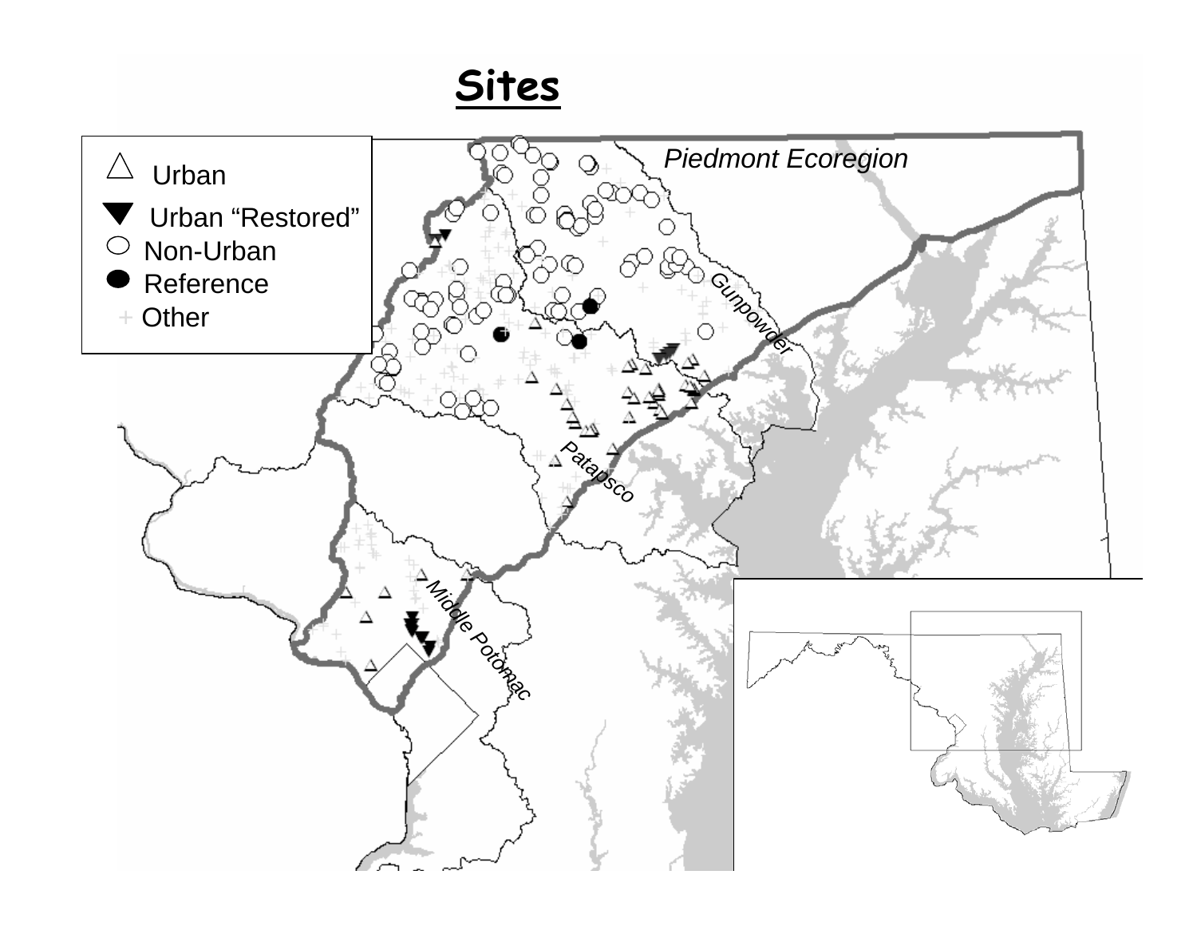# Sites

Urban

Urban "Restored"

Non-Urban

Reference

Other

*Piedmont Ecoregion*

Gunpowder

Patapsco

Middle Potomac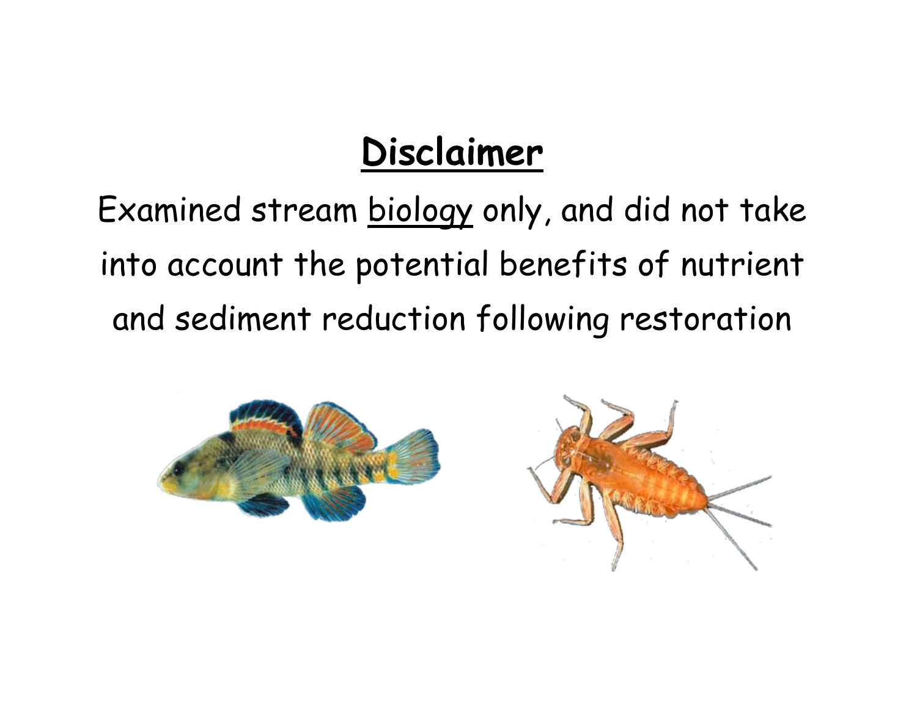# Disclaimer

Examined stream biology only, and did not take into account the potential benefits of nutrient and sediment reduction following restoration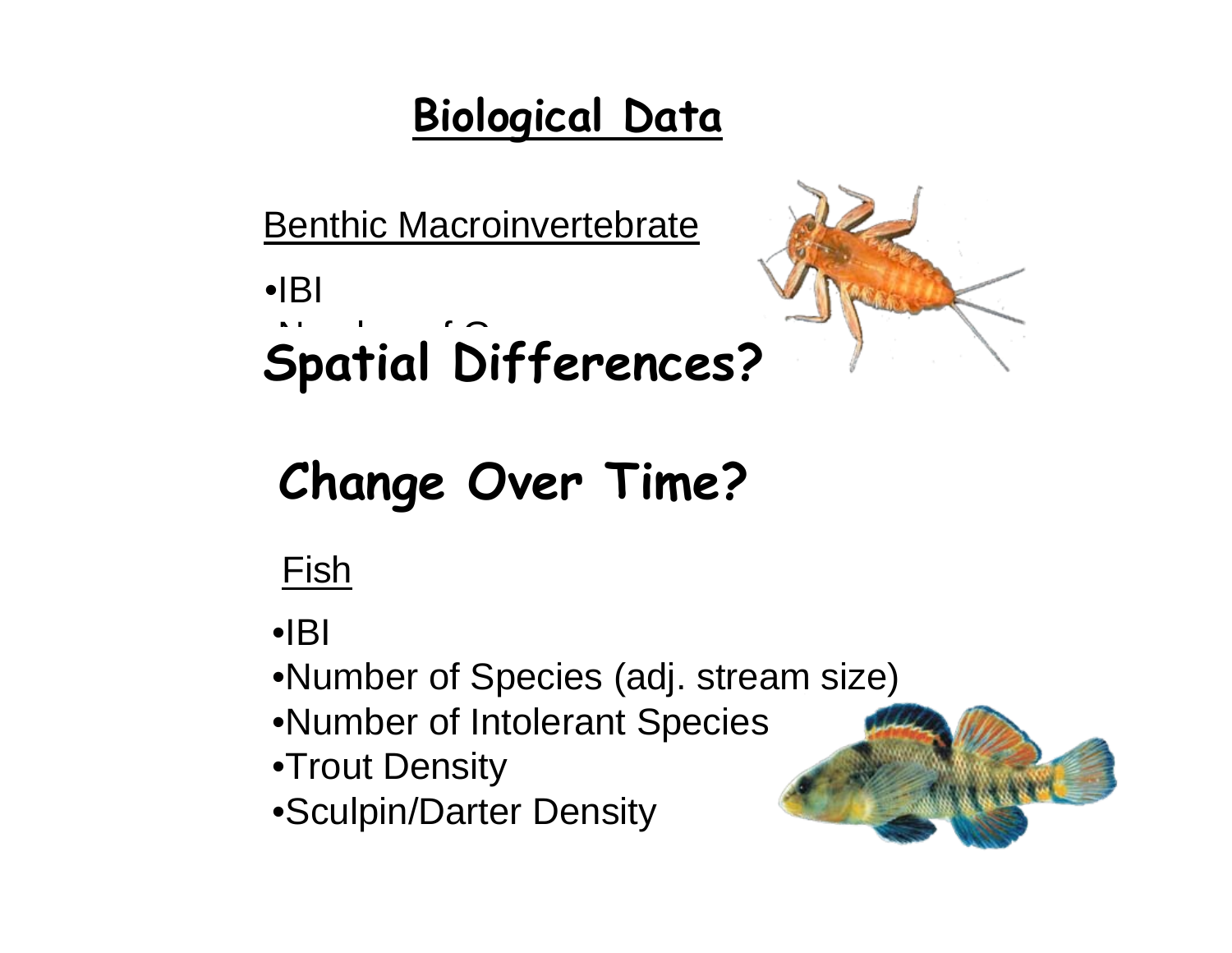# Biological Data

Benthic Macroinvertebrate

- IBI
- Number of S...

## Spatial Differences?

## Change Over Time?

Fish

- IBI
- Number of Species (adj. stream size)
- Number of Intolerant Species
- Trout Density
- Sculpin/Darter Density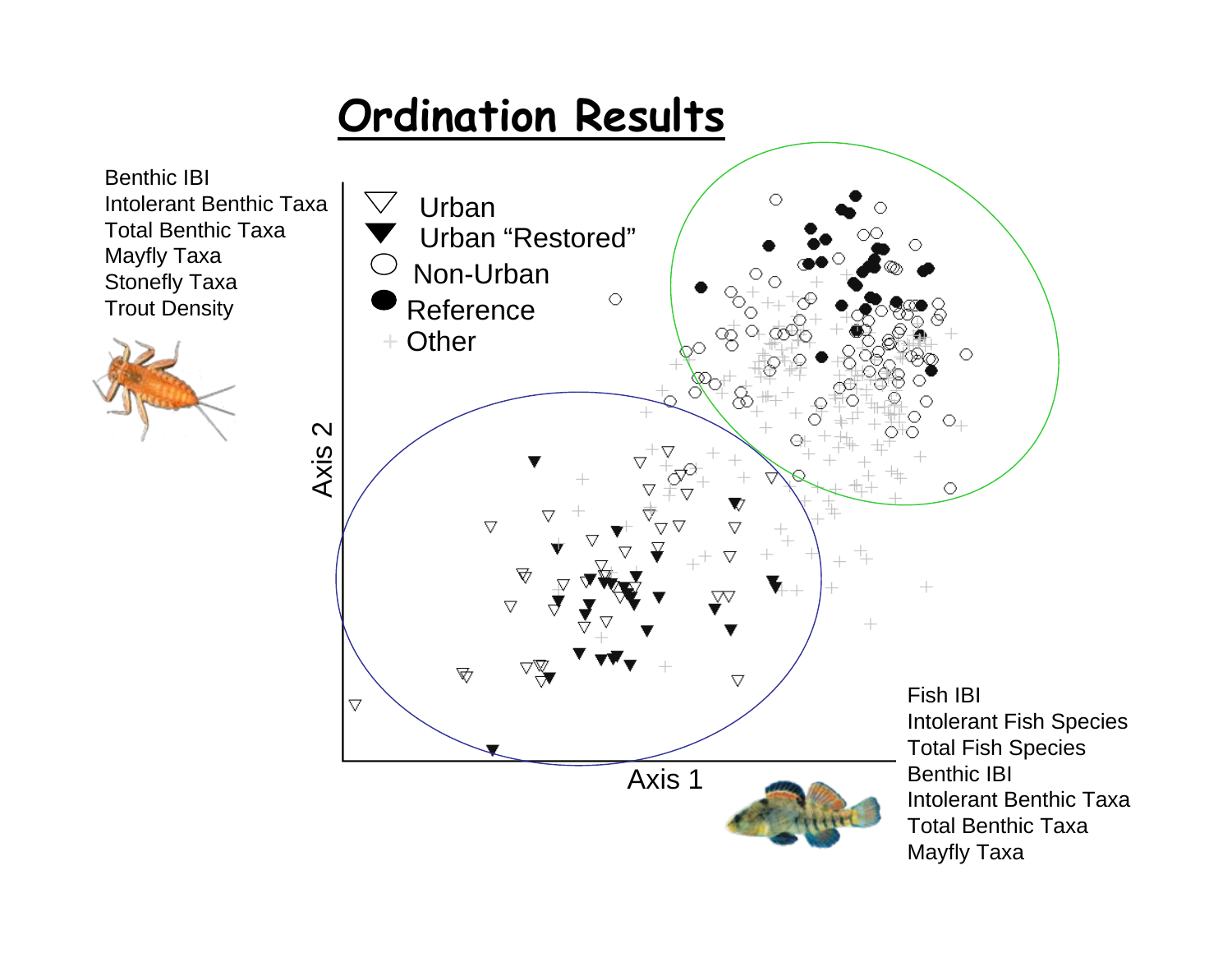# Ordination Results

Benthic IBI
Intolerant Benthic Taxa
Total Benthic Taxa
Mayfly Taxa
Stonefly Taxa
Trout Density

- ▽ Urban
- ▼ Urban "Restored"
- ○ Non-Urban
- ● Reference
- + Other

Axis 2

Axis 1

Fish IBI
Intolerant Fish Species
Total Fish Species
Benthic IBI
Intolerant Benthic Taxa
Total Benthic Taxa
Mayfly Taxa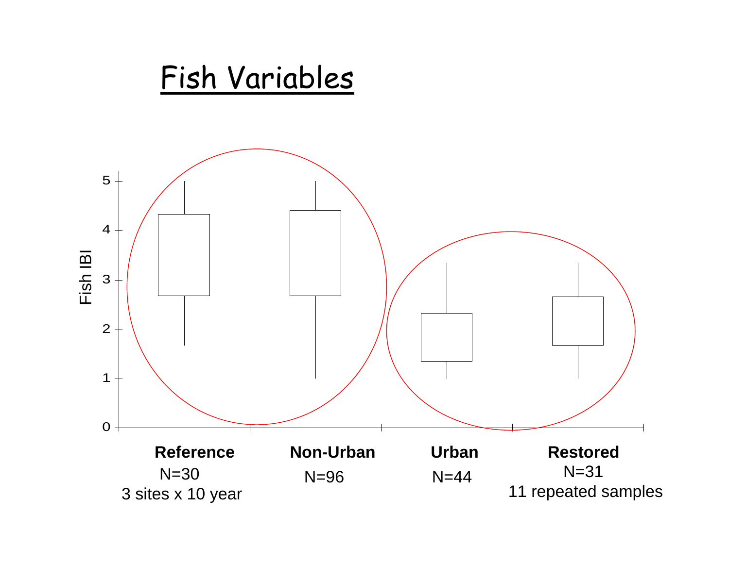# Fish Variables

Fish IBI

Reference
N=30
3 sites x 10 year

Non-Urban
N=96

Urban
N=44

Restored
N=31
11 repeated samples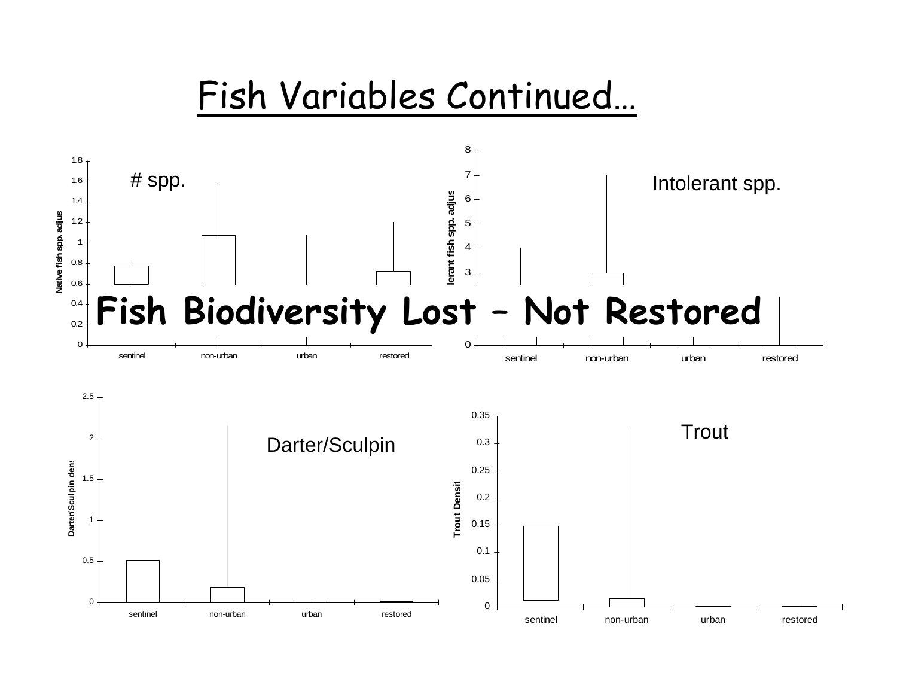# Fish Variables Continued…

# spp.

Intolerant spp.

Fish Biodiversity Lost – Not Restored

Darter/Sculpin

Trout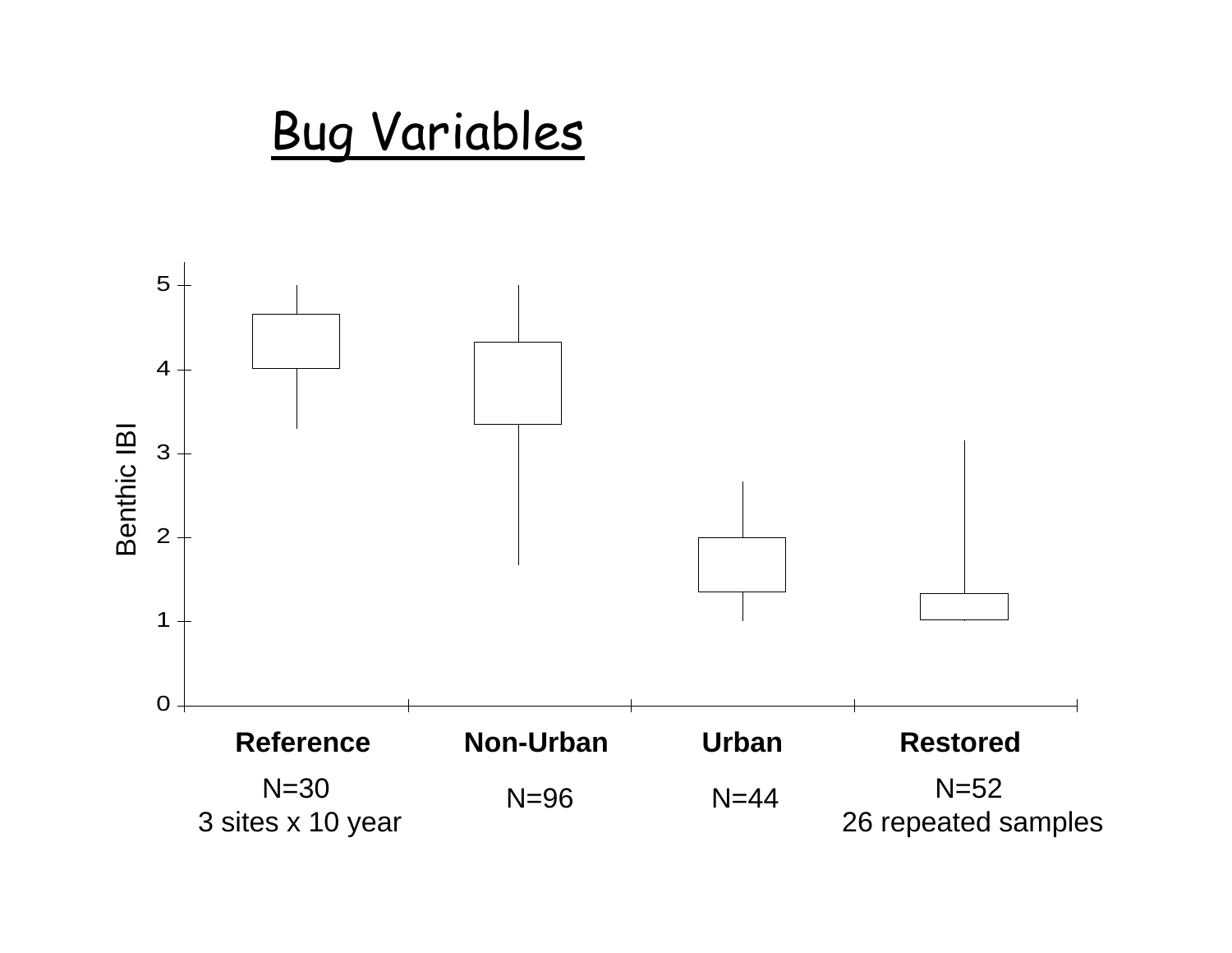# Bug Variables

Benthic IBI

5
4
3
2
1
0

**Reference** N=30 3 sites x 10 year

**Non-Urban** N=96

**Urban** N=44

**Restored** N=52 26 repeated samples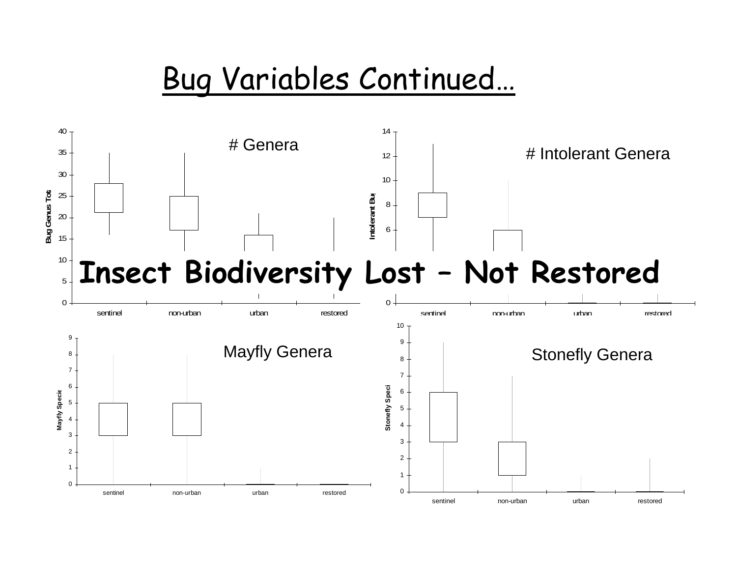# Bug Variables Continued…

# Genera

# Intolerant Genera

**Insect Biodiversity Lost – Not Restored**

Mayfly Genera

Stonefly Genera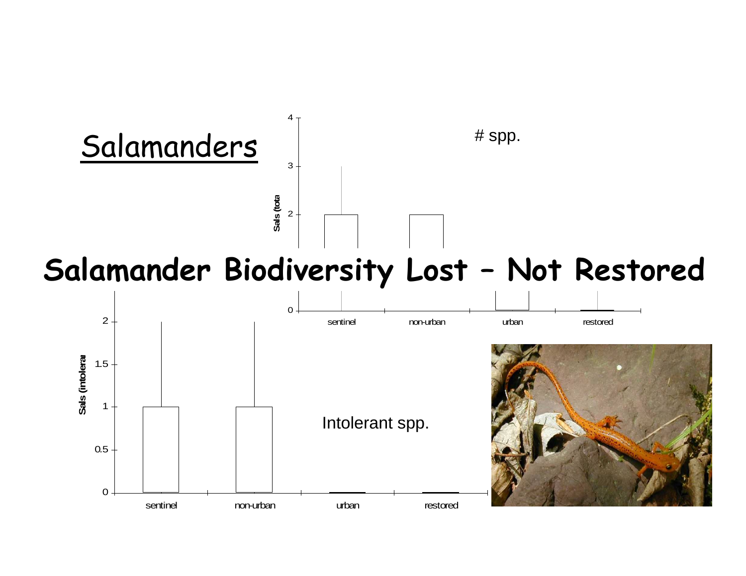# Salamanders

# Salamander Biodiversity Lost – Not Restored

# spp.

Sals (tota

4

3

2

0

sentinel non-urban urban restored

Intolerant spp.

Sals (intolera

2

1.5

1

0.5

0

sentinel non-urban urban restored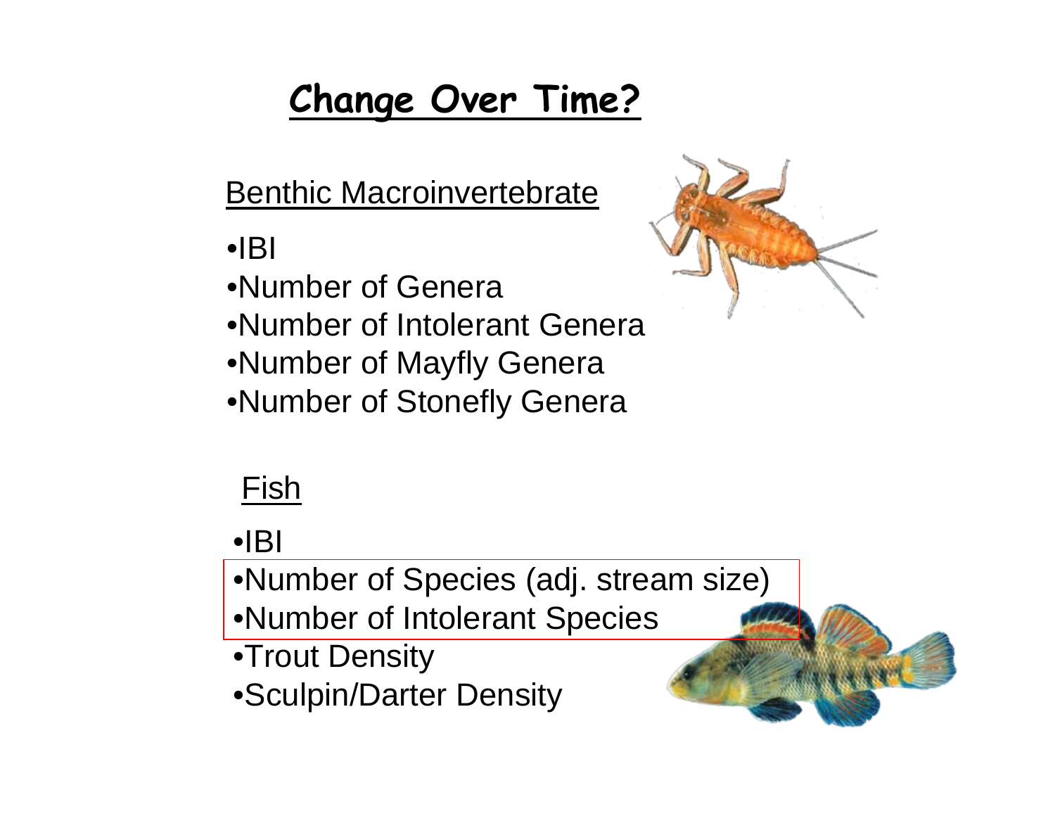# Change Over Time?

## Benthic Macroinvertebrate

- IBI
- Number of Genera
- Number of Intolerant Genera
- Number of Mayfly Genera
- Number of Stonefly Genera

## Fish

- IBI
- Number of Species (adj. stream size)
- Number of Intolerant Species
- Trout Density
- Sculpin/Darter Density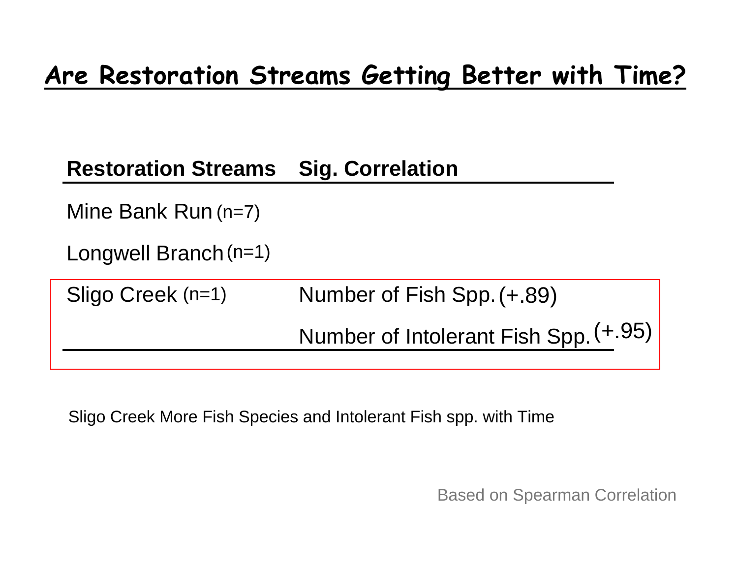# Are Restoration Streams Getting Better with Time?

| Restoration Streams | Sig. Correlation |
| --- | --- |
| Mine Bank Run (n=7) | |
| Longwell Branch (n=1) | |
| Sligo Creek (n=1) | Number of Fish Spp. (+.89) |
| | Number of Intolerant Fish Spp. (+.95) |

Sligo Creek More Fish Species and Intolerant Fish spp. with Time

Based on Spearman Correlation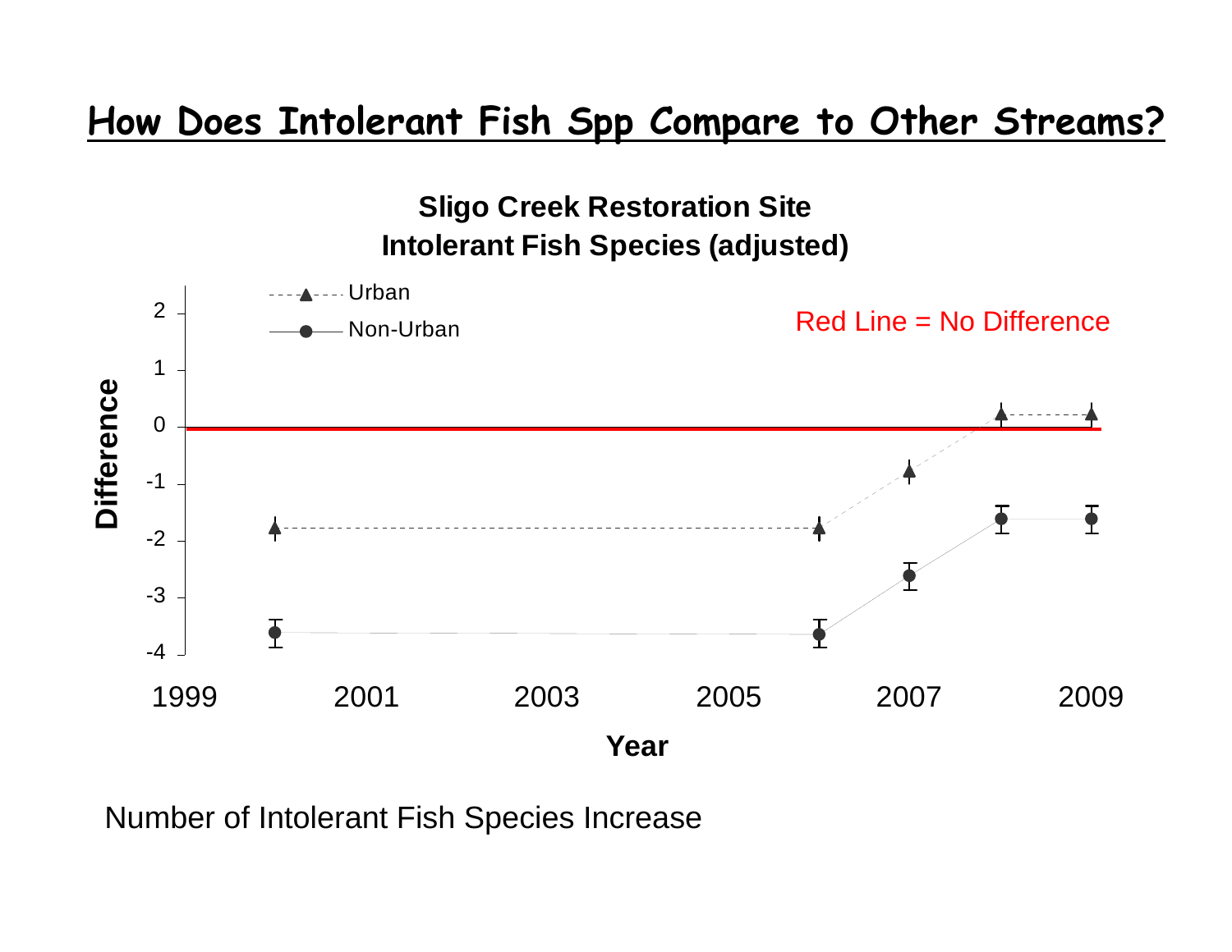# How Does Intolerant Fish Spp Compare to Other Streams?

**Sligo Creek Restoration Site**
**Intolerant Fish Species (adjusted)**

Urban
Non-Urban

Red Line = No Difference

Difference

Year

Number of Intolerant Fish Species Increase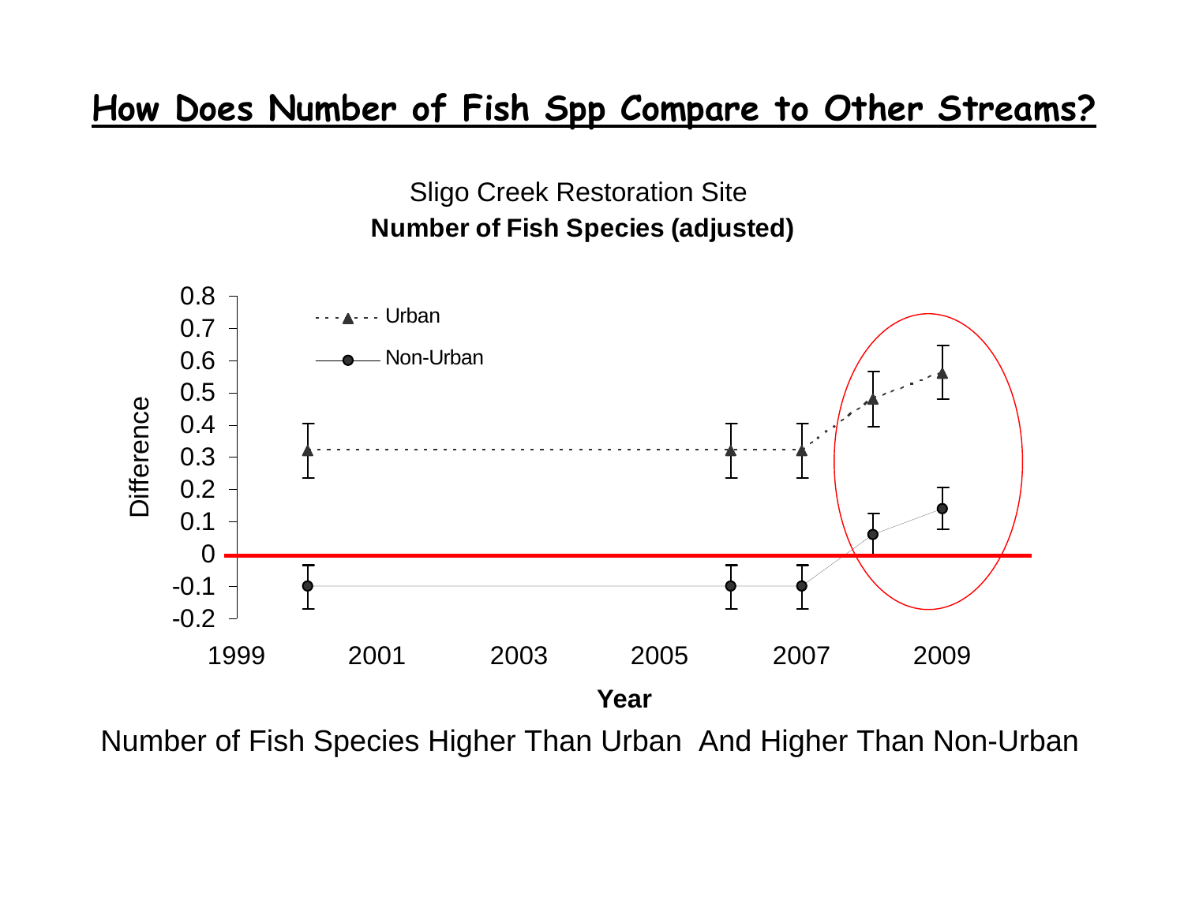# How Does Number of Fish Spp Compare to Other Streams?

Sligo Creek Restoration Site

**Number of Fish Species (adjusted)**

Number of Fish Species Higher Than Urban And Higher Than Non-Urban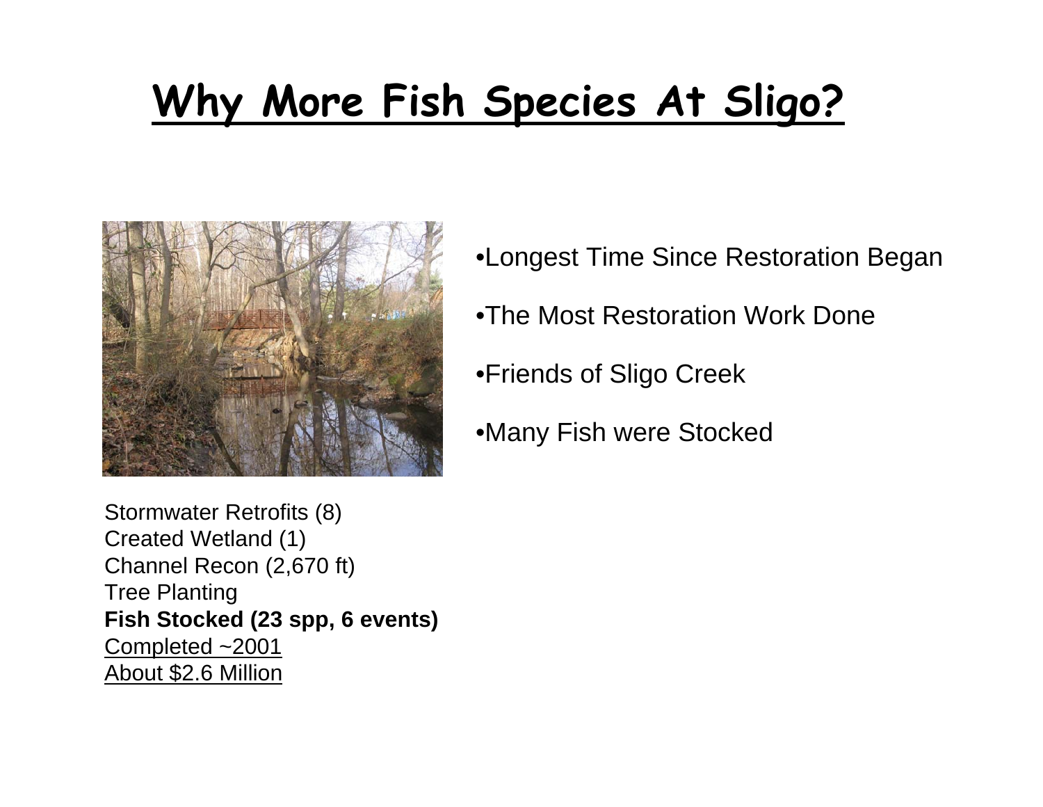# Why More Fish Species At Sligo?

Stormwater Retrofits (8)
Created Wetland (1)
Channel Recon (2,670 ft)
Tree Planting
**Fish Stocked (23 spp, 6 events)**
Completed ~2001
About $2.6 Million

- Longest Time Since Restoration Began
- The Most Restoration Work Done
- Friends of Sligo Creek
- Many Fish were Stocked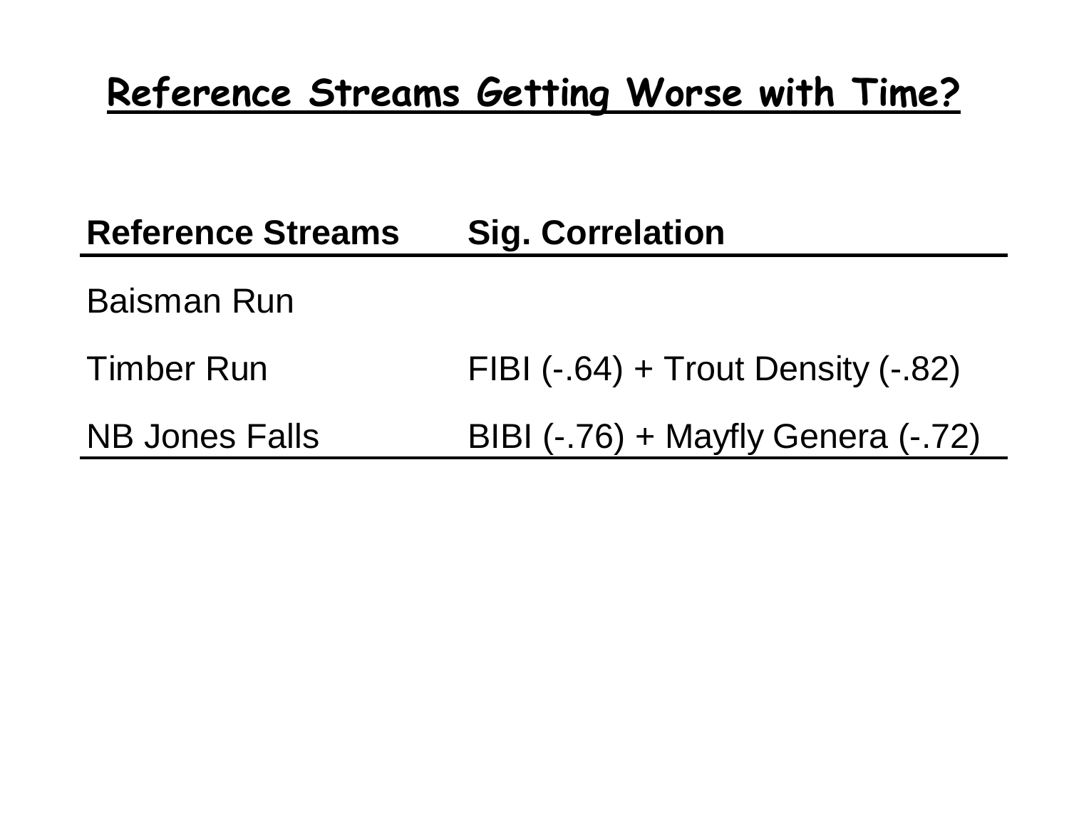# Reference Streams Getting Worse with Time?

| Reference Streams | Sig. Correlation |
|---|---|
| Baisman Run | |
| Timber Run | FIBI (-.64) + Trout Density (-.82) |
| NB Jones Falls | BIBI (-.76) + Mayfly Genera (-.72) |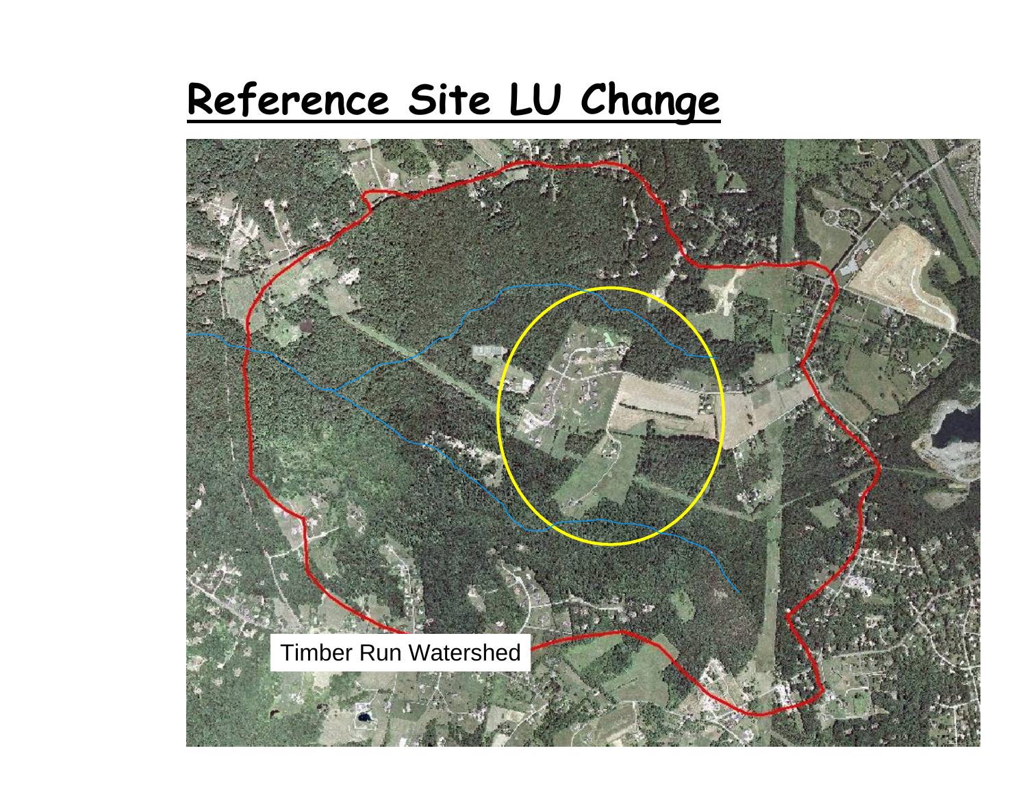# Reference Site LU Change

Timber Run Watershed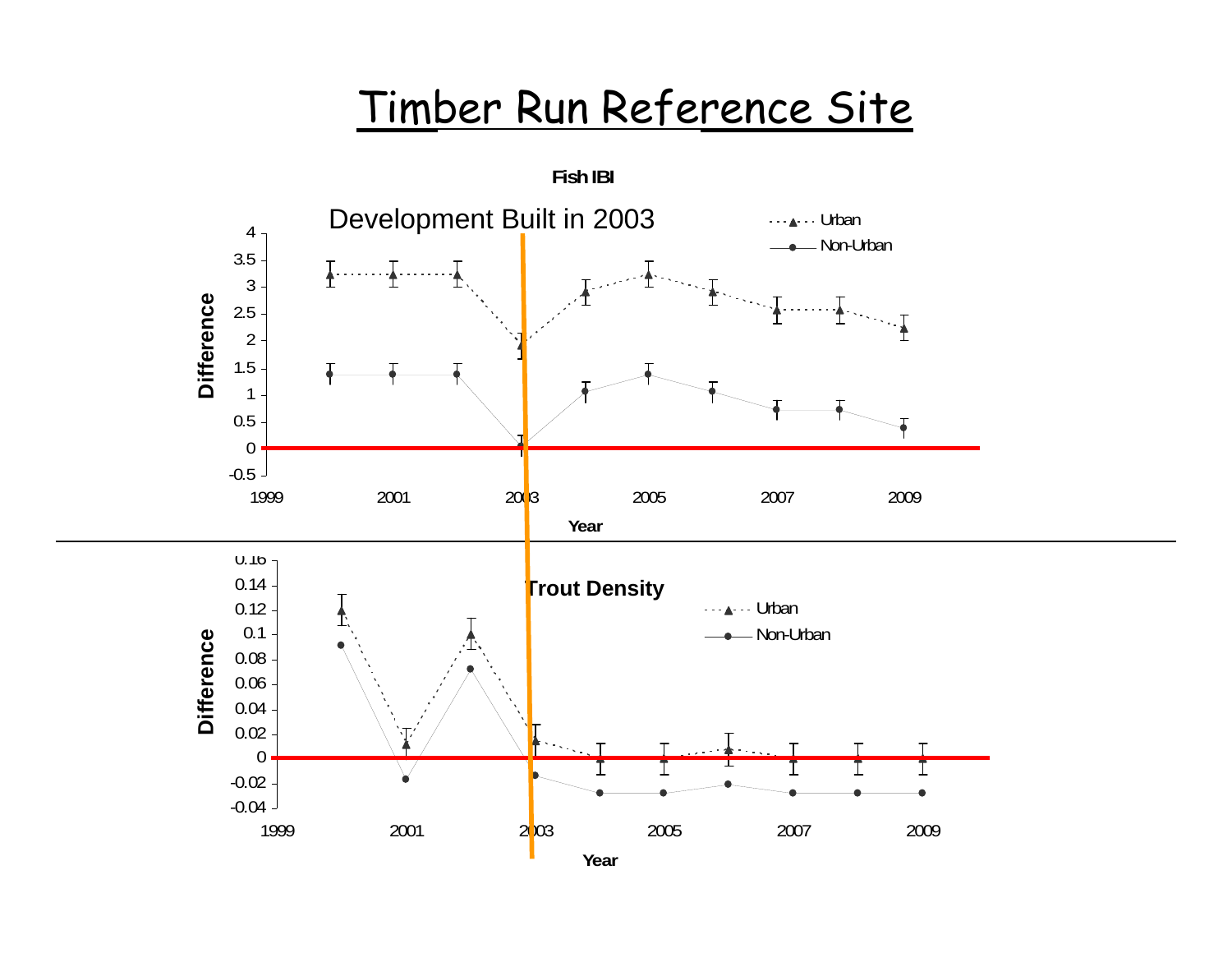# Timber Run Reference Site

**Fish IBI**

Development Built in 2003

Urban
Non-Urban

Difference

Year

**Trout Density**

Urban
Non-Urban

Difference

Year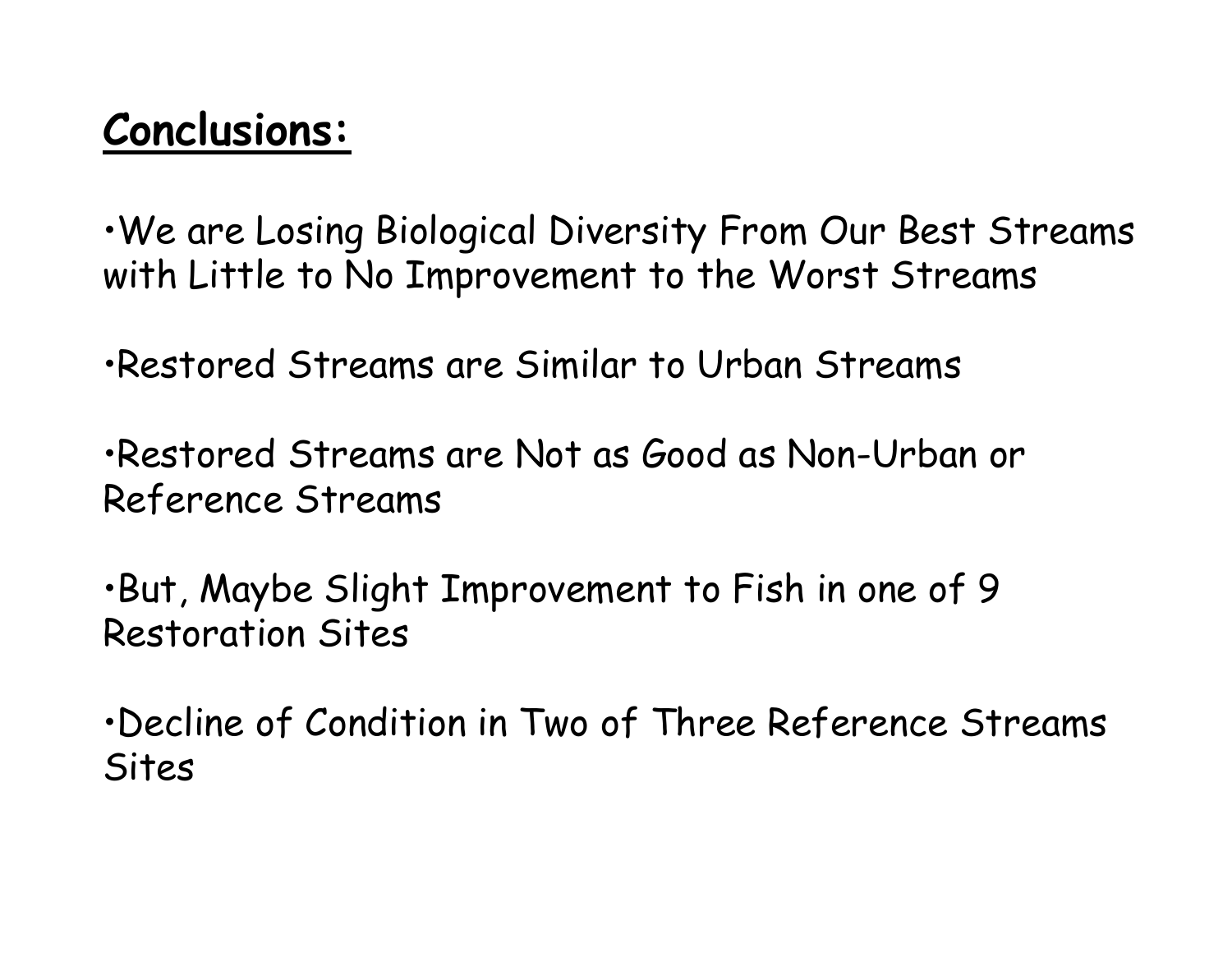## Conclusions:

- We are Losing Biological Diversity From Our Best Streams with Little to No Improvement to the Worst Streams
- Restored Streams are Similar to Urban Streams
- Restored Streams are Not as Good as Non-Urban or Reference Streams
- But, Maybe Slight Improvement to Fish in one of 9 Restoration Sites
- Decline of Condition in Two of Three Reference Streams Sites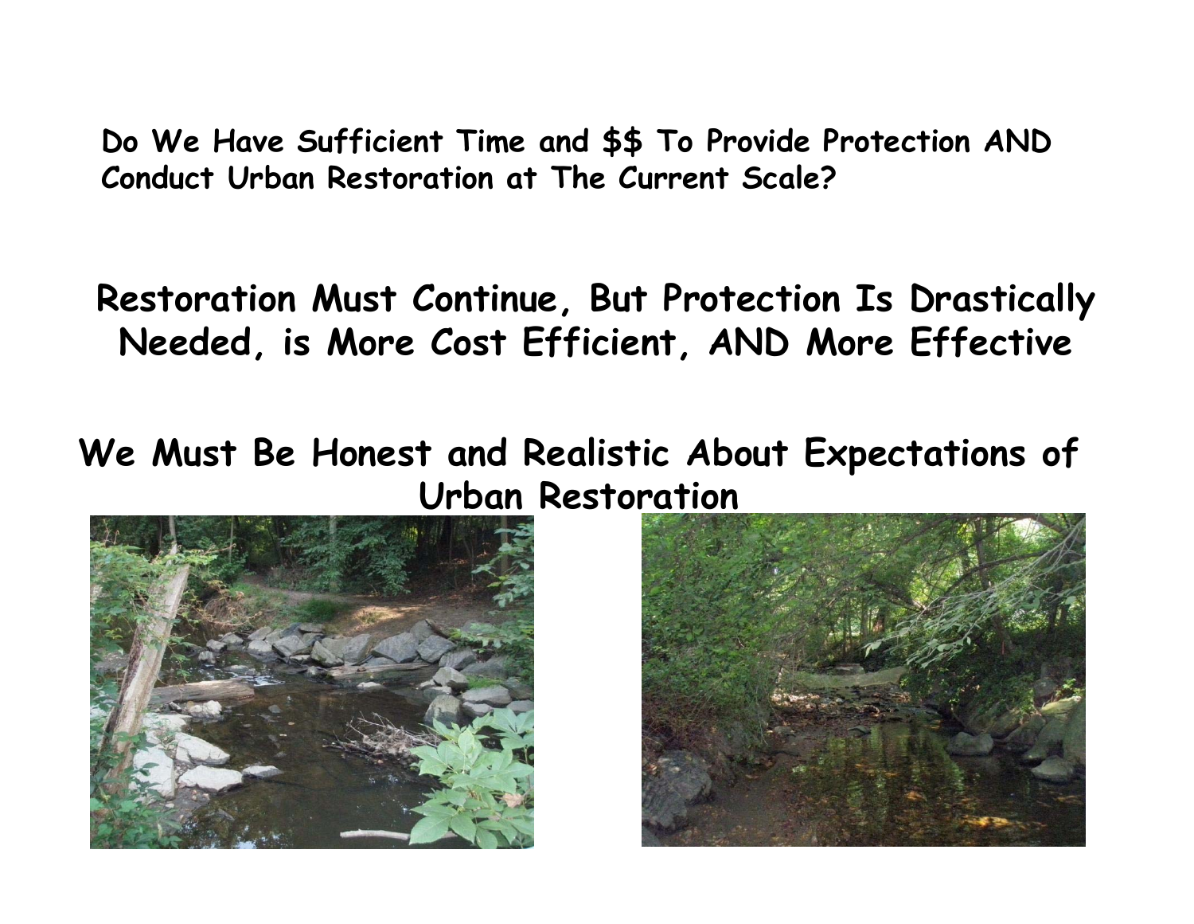**Do We Have Sufficient Time and $$ To Provide Protection AND Conduct Urban Restoration at The Current Scale?**

## Restoration Must Continue, But Protection Is Drastically Needed, is More Cost Efficient, AND More Effective

## We Must Be Honest and Realistic About Expectations of Urban Restoration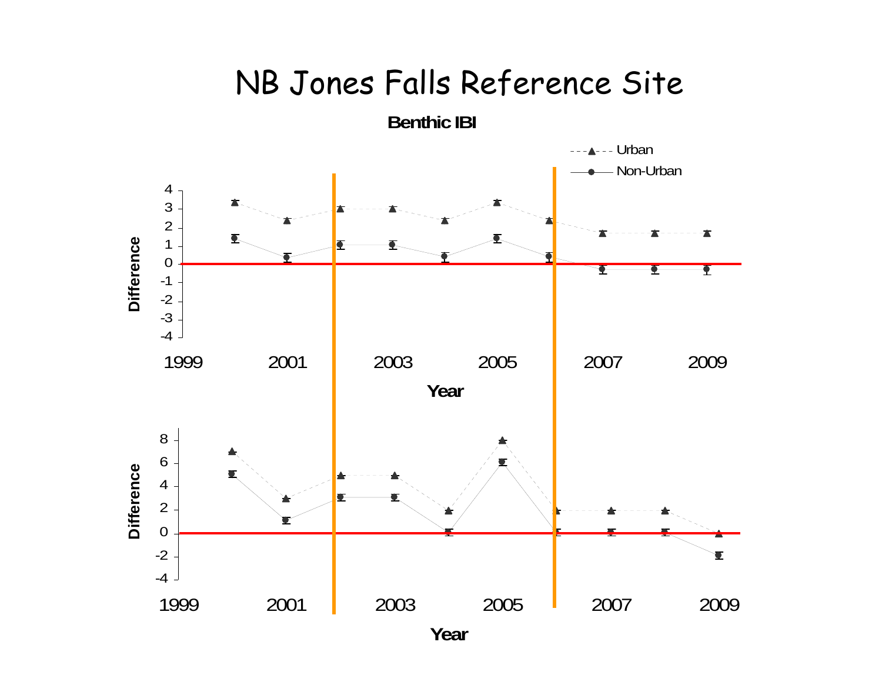# NB Jones Falls Reference Site

**Benthic IBI**

Urban

Non-Urban

Difference

Year

1999 2001 2003 2005 2007 2009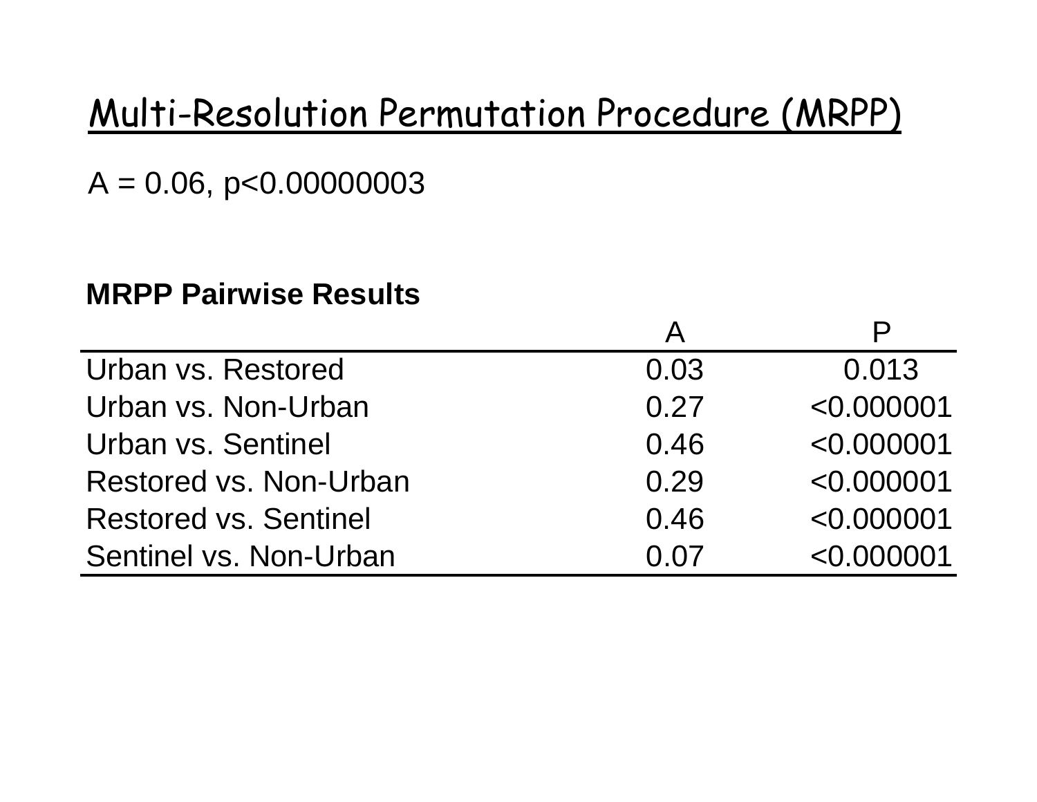# Multi-Resolution Permutation Procedure (MRPP)

A = 0.06, $p<0.00000003$

**MRPP Pairwise Results**

| | A | P |
|---|---|---|
| Urban vs. Restored | 0.03 | 0.013 |
| Urban vs. Non-Urban | 0.27 | <0.000001 |
| Urban vs. Sentinel | 0.46 | <0.000001 |
| Restored vs. Non-Urban | 0.29 | <0.000001 |
| Restored vs. Sentinel | 0.46 | <0.000001 |
| Sentinel vs. Non-Urban | 0.07 | <0.000001 |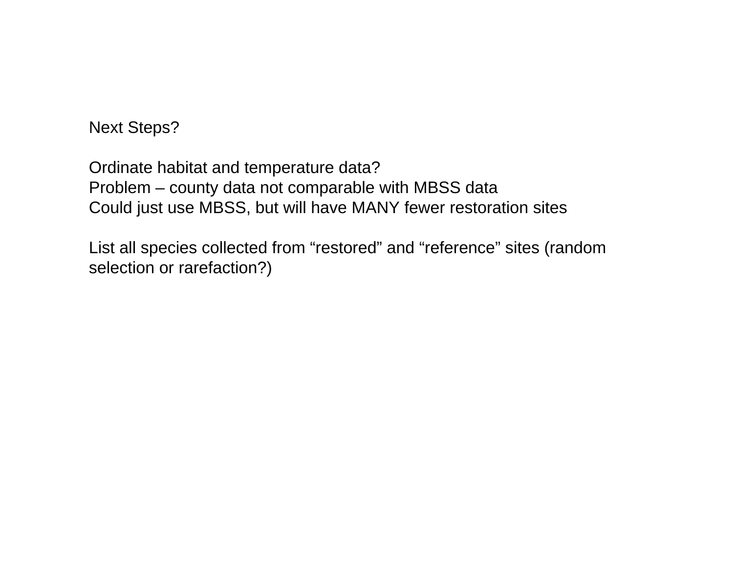Next Steps?

Ordinate habitat and temperature data?
Problem – county data not comparable with MBSS data
Could just use MBSS, but will have MANY fewer restoration sites

List all species collected from “restored” and “reference” sites (random selection or rarefaction?)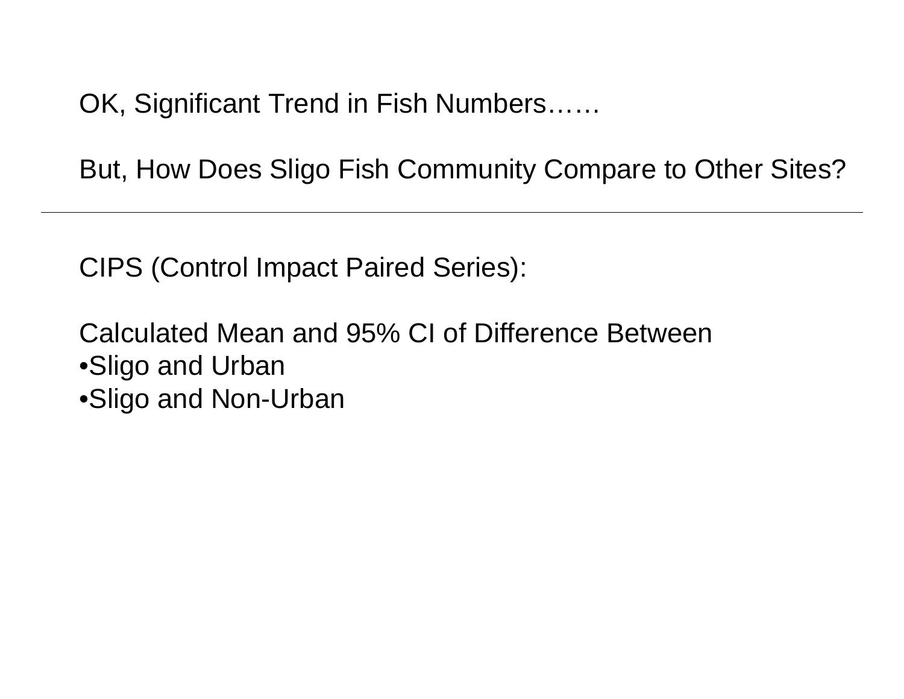OK, Significant Trend in Fish Numbers……

But, How Does Sligo Fish Community Compare to Other Sites?

---

CIPS (Control Impact Paired Series):

Calculated Mean and 95% CI of Difference Between

- Sligo and Urban
- Sligo and Non-Urban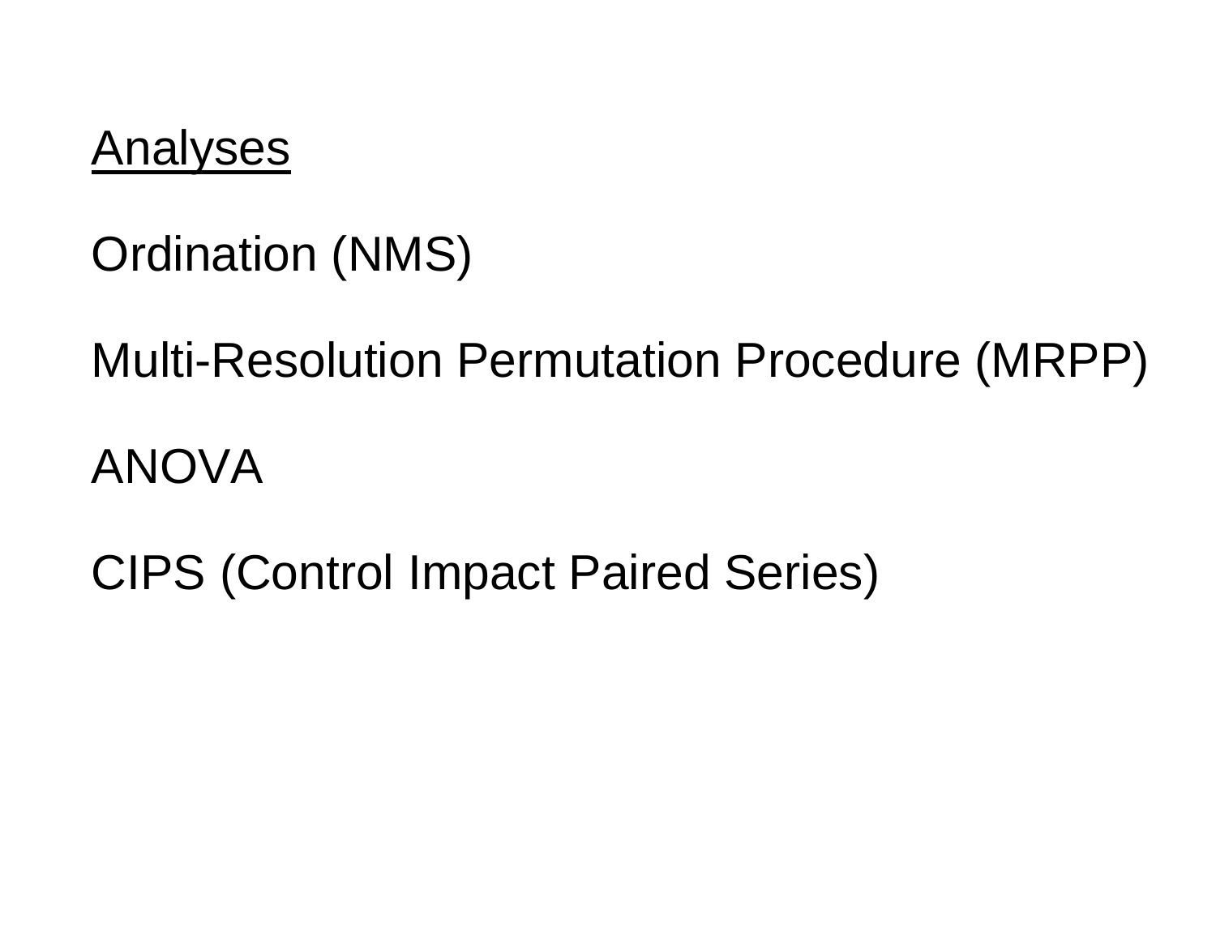## Analyses

Ordination (NMS)

Multi-Resolution Permutation Procedure (MRPP)

ANOVA

CIPS (Control Impact Paired Series)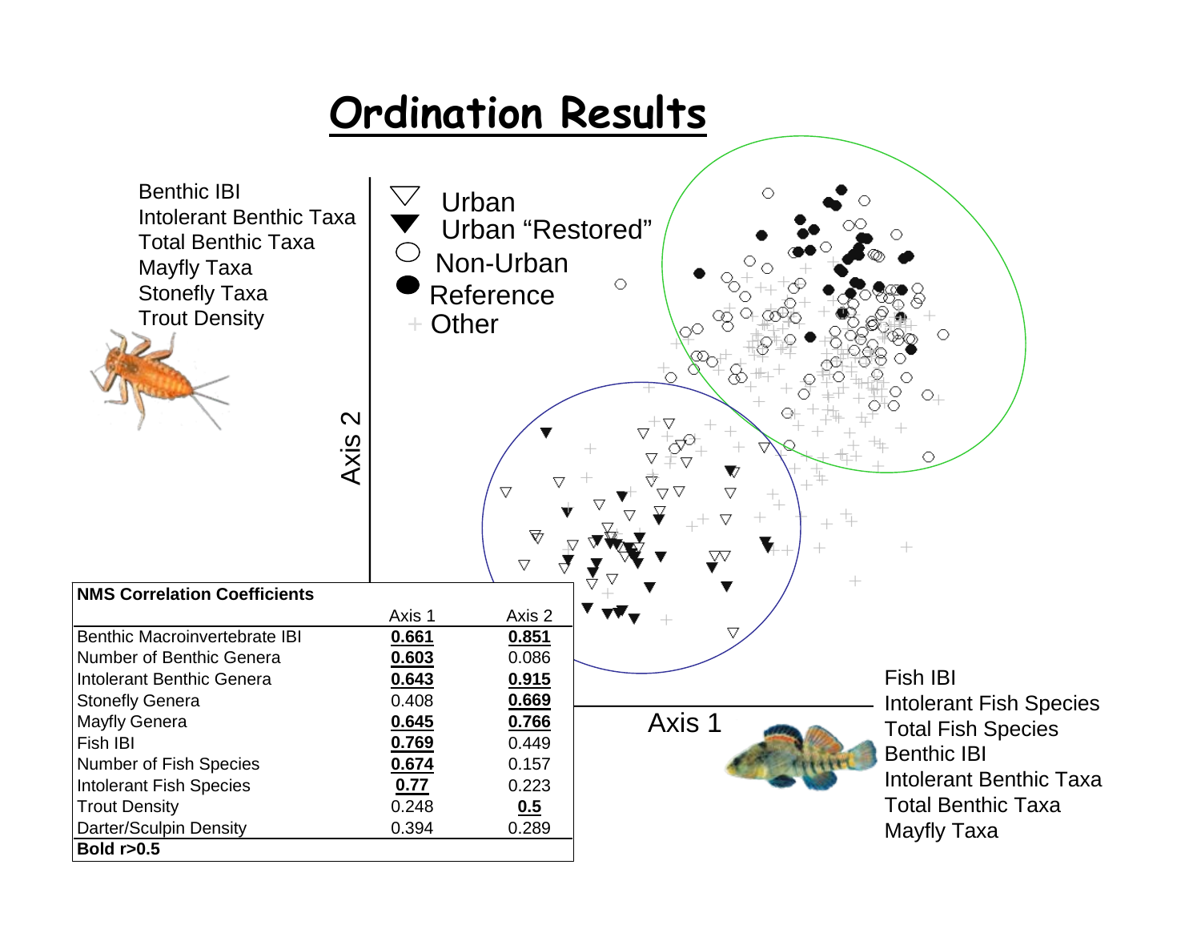# Ordination Results

Benthic IBI
Intolerant Benthic Taxa
Total Benthic Taxa
Mayfly Taxa
Stonefly Taxa
Trout Density

Urban
Urban "Restored"
Non-Urban
Reference
Other

Axis 2

Axis 1

Fish IBI
Intolerant Fish Species
Total Fish Species
Benthic IBI
Intolerant Benthic Taxa
Total Benthic Taxa
Mayfly Taxa

| NMS Correlation Coefficients | Axis 1 | Axis 2 |
|---|---|---|
| Benthic Macroinvertebrate IBI | **0.661** | **0.851** |
| Number of Benthic Genera | **0.603** | 0.086 |
| Intolerant Benthic Genera | **0.643** | **0.915** |
| Stonefly Genera | 0.408 | **0.669** |
| Mayfly Genera | **0.645** | **0.766** |
| Fish IBI | **0.769** | 0.449 |
| Number of Fish Species | **0.674** | 0.157 |
| Intolerant Fish Species | **0.77** | 0.223 |
| Trout Density | 0.248 | **0.5** |
| Darter/Sculpin Density | 0.394 | 0.289 |
| **Bold r>0.5** | | |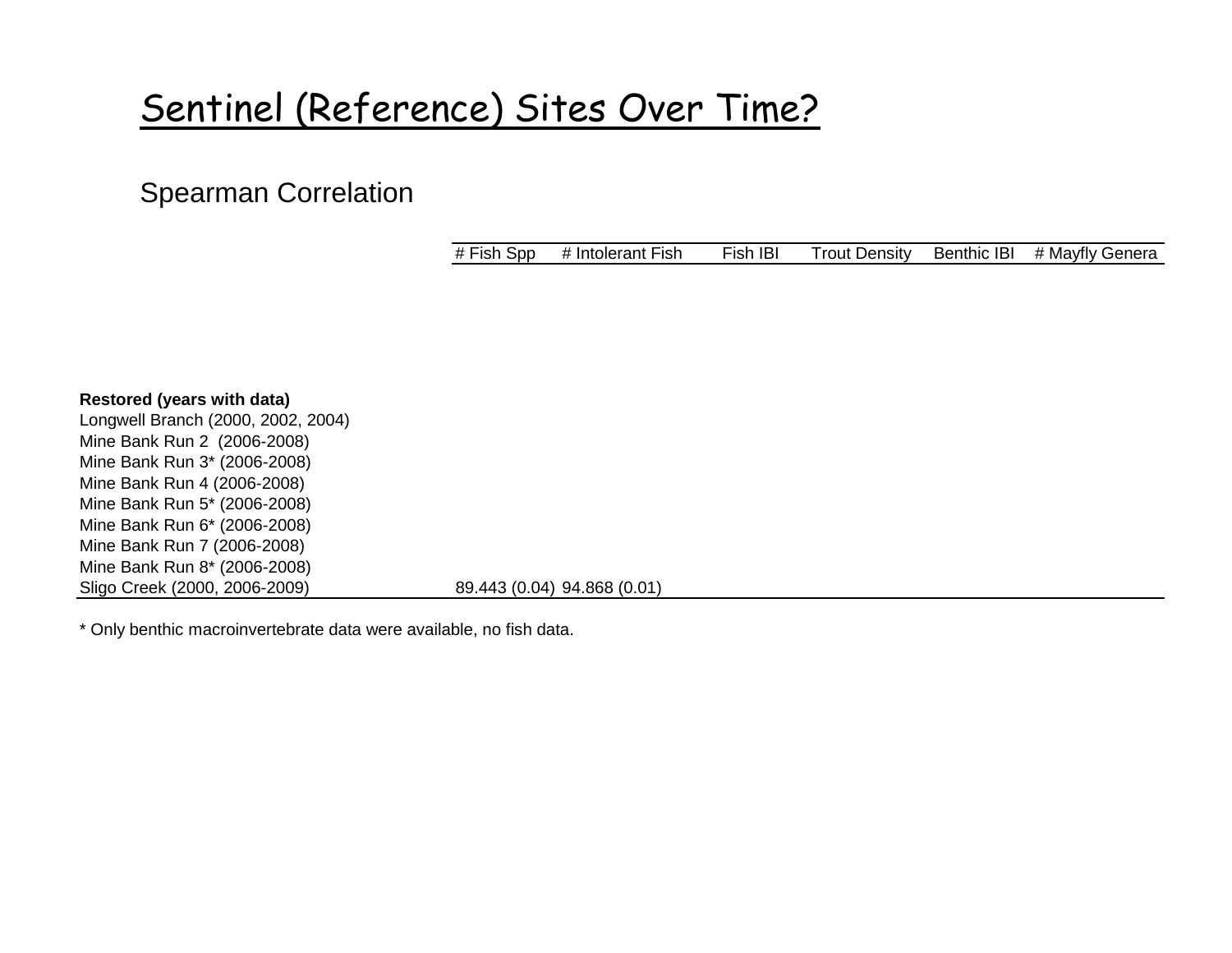# Sentinel (Reference) Sites Over Time?

## Spearman Correlation

| | # Fish Spp | # Intolerant Fish | Fish IBI | Trout Density | Benthic IBI | # Mayfly Genera |
|---|---|---|---|---|---|---|
| **Restored (years with data)** | | | | | | |
| Longwell Branch (2000, 2002, 2004) | | | | | | |
| Mine Bank Run 2 (2006-2008) | | | | | | |
| Mine Bank Run 3* (2006-2008) | | | | | | |
| Mine Bank Run 4 (2006-2008) | | | | | | |
| Mine Bank Run 5* (2006-2008) | | | | | | |
| Mine Bank Run 6* (2006-2008) | | | | | | |
| Mine Bank Run 7 (2006-2008) | | | | | | |
| Mine Bank Run 8* (2006-2008) | | | | | | |
| Sligo Creek (2000, 2006-2009) | 89.443 (0.04) | 94.868 (0.01) | | | | |

\* Only benthic macroinvertebrate data were available, no fish data.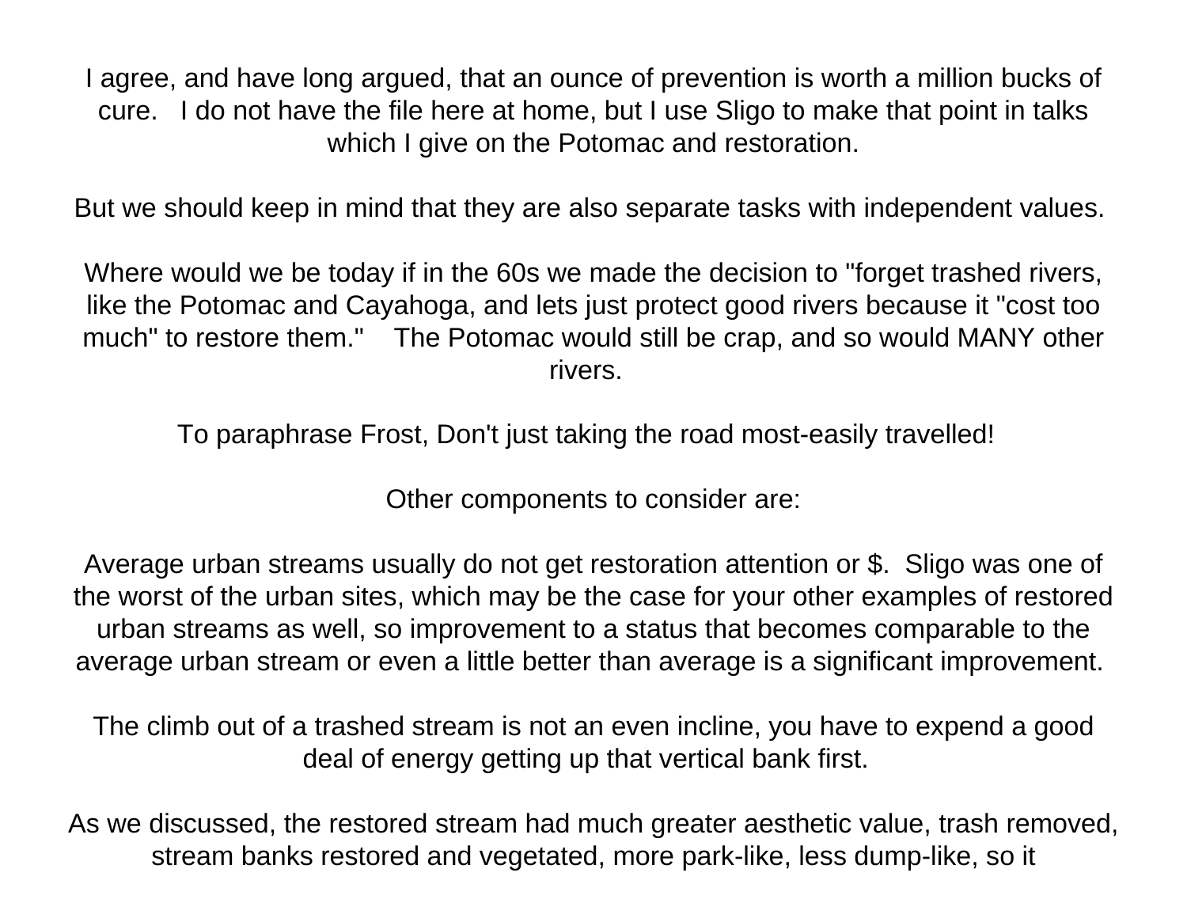I agree, and have long argued, that an ounce of prevention is worth a million bucks of cure.   I do not have the file here at home, but I use Sligo to make that point in talks which I give on the Potomac and restoration.

But we should keep in mind that they are also separate tasks with independent values.

Where would we be today if in the 60s we made the decision to "forget trashed rivers, like the Potomac and Cayahoga, and lets just protect good rivers because it "cost too much" to restore them."    The Potomac would still be crap, and so would MANY other rivers.

To paraphrase Frost, Don't just taking the road most-easily travelled!

Other components to consider are:

Average urban streams usually do not get restoration attention or $.  Sligo was one of the worst of the urban sites, which may be the case for your other examples of restored urban streams as well, so improvement to a status that becomes comparable to the average urban stream or even a little better than average is a significant improvement.

The climb out of a trashed stream is not an even incline, you have to expend a good deal of energy getting up that vertical bank first.

As we discussed, the restored stream had much greater aesthetic value, trash removed, stream banks restored and vegetated, more park-like, less dump-like, so it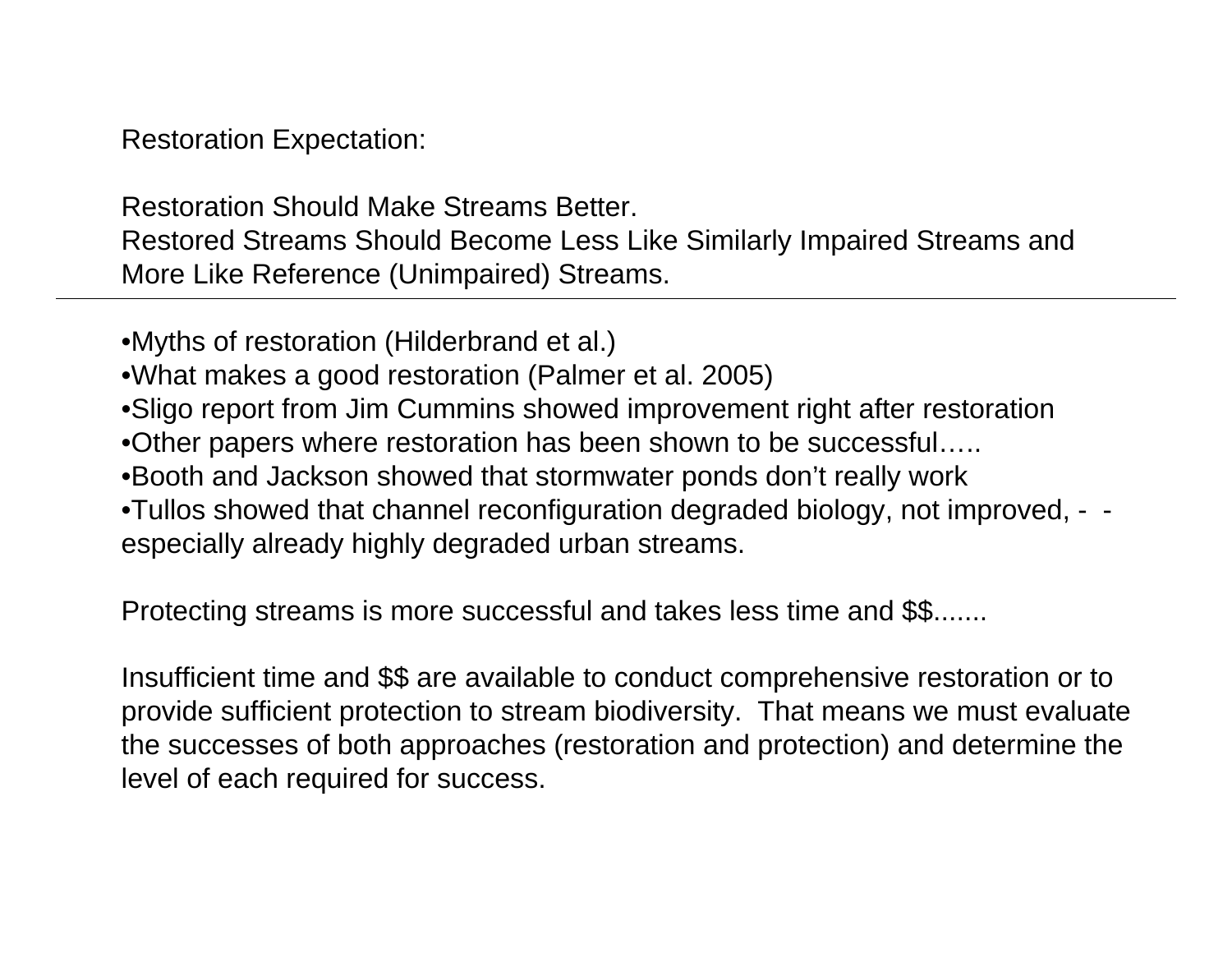Restoration Expectation:

Restoration Should Make Streams Better.
Restored Streams Should Become Less Like Similarly Impaired Streams and More Like Reference (Unimpaired) Streams.

---

- Myths of restoration (Hilderbrand et al.)
- What makes a good restoration (Palmer et al. 2005)
- Sligo report from Jim Cummins showed improvement right after restoration
- Other papers where restoration has been shown to be successful…..
- Booth and Jackson showed that stormwater ponds don't really work
- Tullos showed that channel reconfiguration degraded biology, not improved, -  - especially already highly degraded urban streams.

Protecting streams is more successful and takes less time and $$.......

Insufficient time and $$ are available to conduct comprehensive restoration or to provide sufficient protection to stream biodiversity.  That means we must evaluate the successes of both approaches (restoration and protection) and determine the level of each required for success.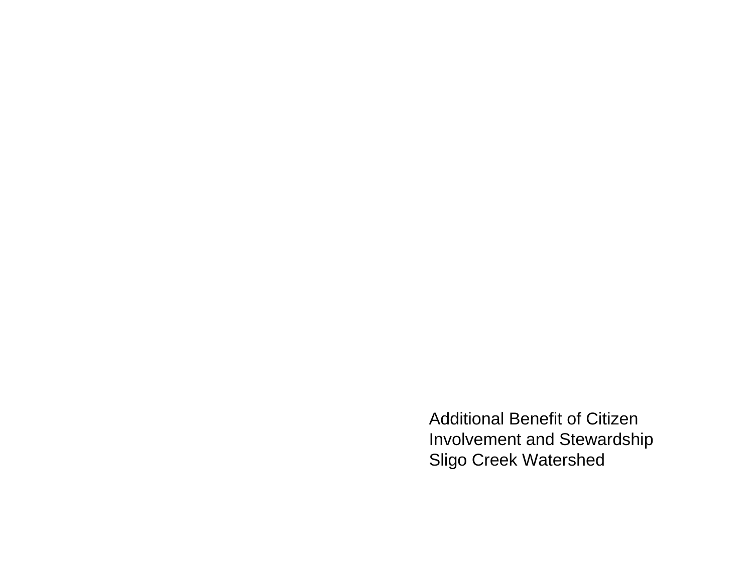Additional Benefit of Citizen Involvement and Stewardship Sligo Creek Watershed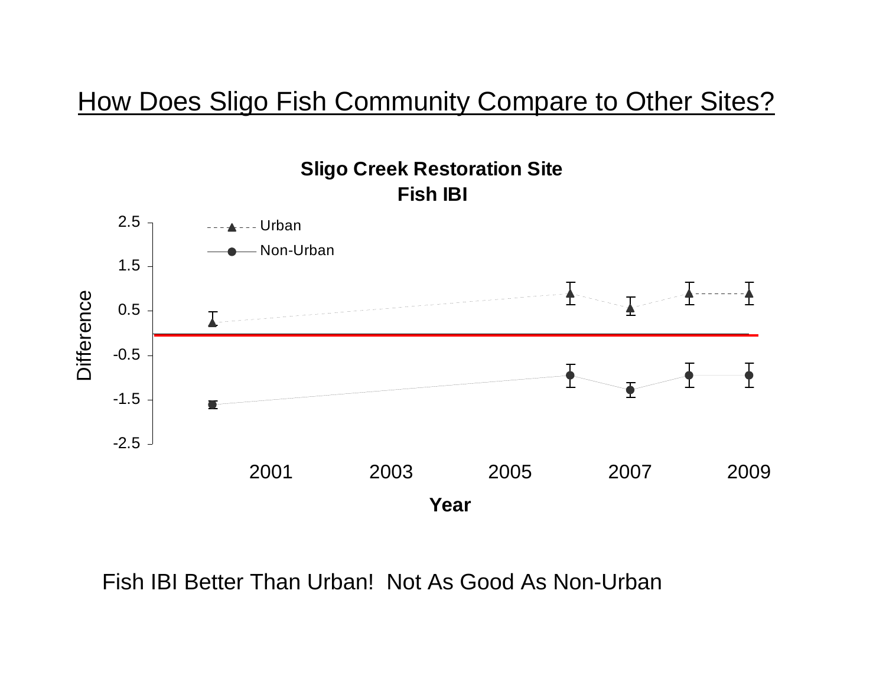# How Does Sligo Fish Community Compare to Other Sites?

**Sligo Creek Restoration Site**
**Fish IBI**

Urban
Non-Urban

2.5
1.5
0.5
-0.5
-1.5
-2.5

Difference

2001
2003
2005
2007
2009

**Year**

Fish IBI Better Than Urban! Not As Good As Non-Urban